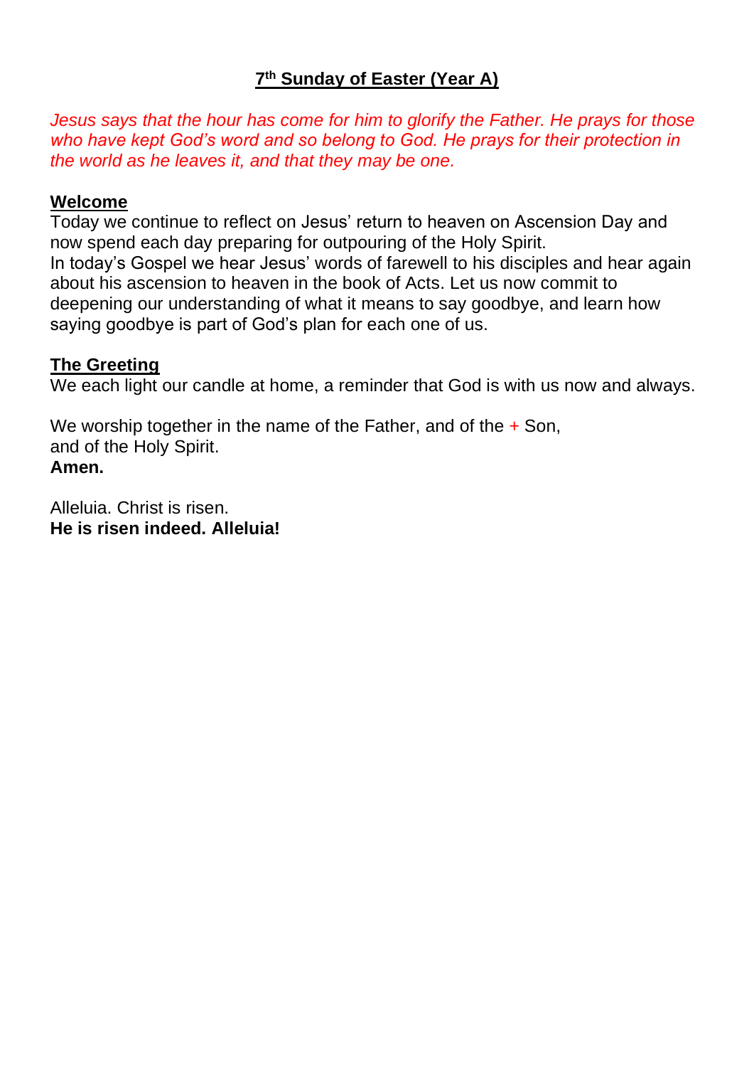# 7th Sunday of Easter (Year A)

*Jesus says that the hour has come for him to glorify the Father. He prays for those who have kept God's word and so belong to God. He prays for their protection in the world as he leaves it, and that they may be one.*

## Welcome

Today we continue to reflect on Jesus' return to heaven on Ascension Day and now spend each day preparing for outpouring of the Holy Spirit.
In today's Gospel we hear Jesus' words of farewell to his disciples and hear again about his ascension to heaven in the book of Acts. Let us now commit to deepening our understanding of what it means to say goodbye, and learn how saying goodbye is part of God's plan for each one of us.

## The Greeting

We each light our candle at home, a reminder that God is with us now and always.

We worship together in the name of the Father, and of the + Son,
and of the Holy Spirit.
**Amen.**

Alleluia. Christ is risen.
**He is risen indeed. Alleluia!**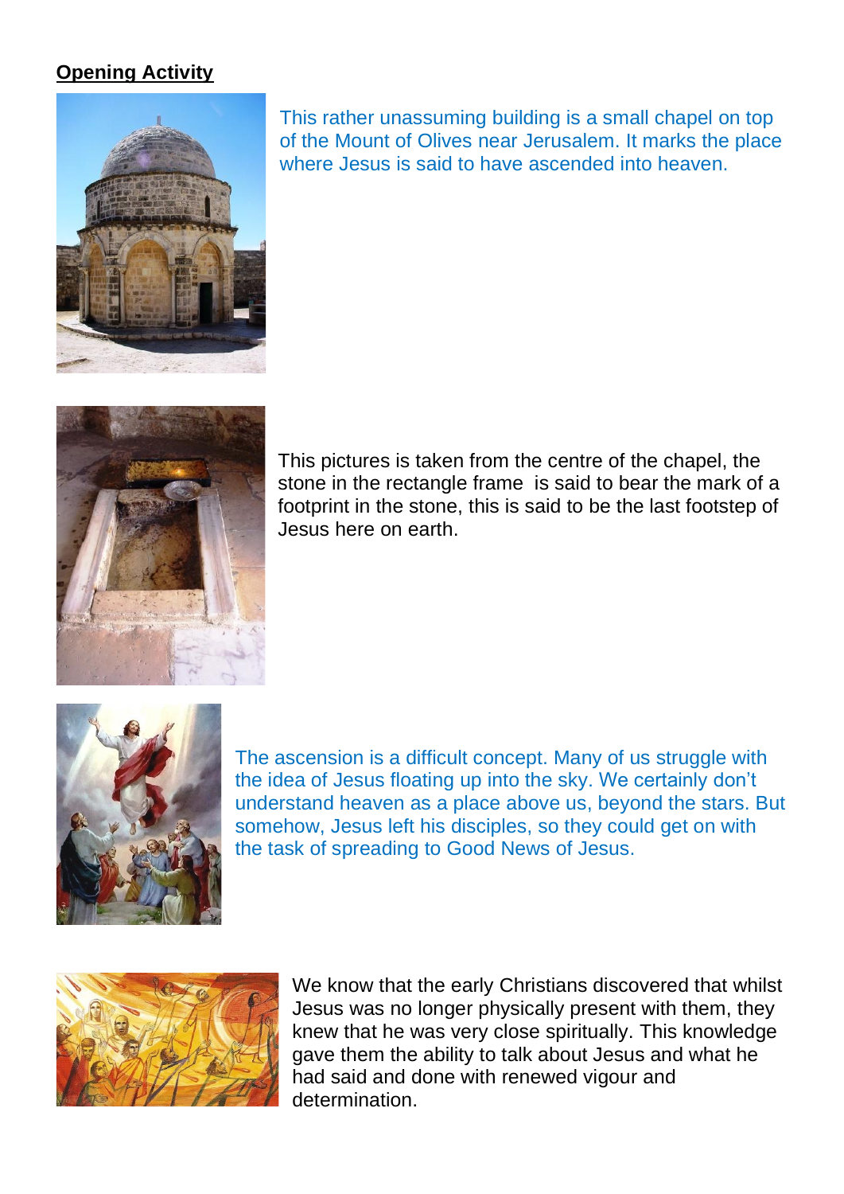**Opening Activity**

This rather unassuming building is a small chapel on top of the Mount of Olives near Jerusalem. It marks the place where Jesus is said to have ascended into heaven.

This pictures is taken from the centre of the chapel, the stone in the rectangle frame is said to bear the mark of a footprint in the stone, this is said to be the last footstep of Jesus here on earth.

The ascension is a difficult concept. Many of us struggle with the idea of Jesus floating up into the sky. We certainly don't understand heaven as a place above us, beyond the stars. But somehow, Jesus left his disciples, so they could get on with the task of spreading to Good News of Jesus.

We know that the early Christians discovered that whilst Jesus was no longer physically present with them, they knew that he was very close spiritually. This knowledge gave them the ability to talk about Jesus and what he had said and done with renewed vigour and determination.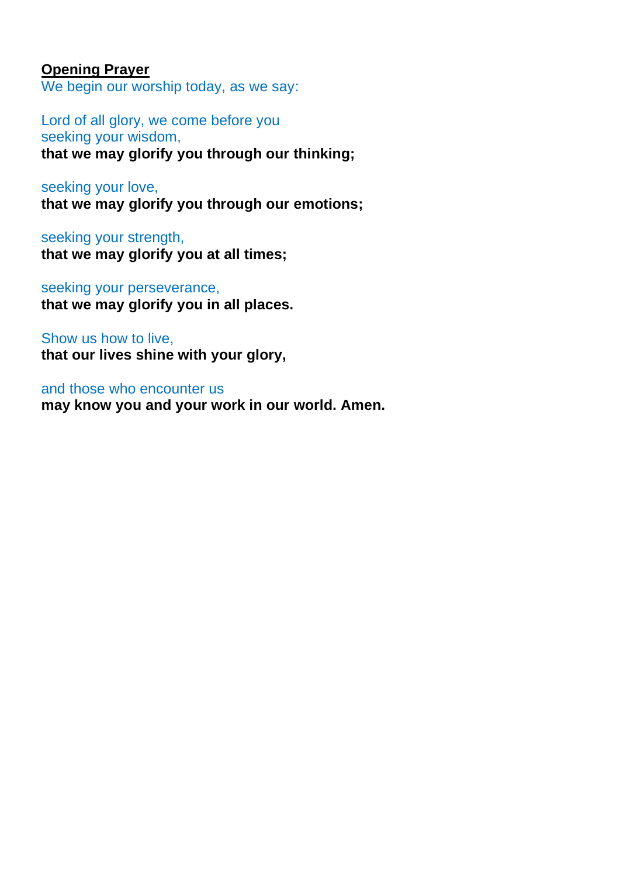**<u>Opening Prayer</u>**
We begin our worship today, as we say:

Lord of all glory, we come before you
seeking your wisdom,
**that we may glorify you through our thinking;**

seeking your love,
**that we may glorify you through our emotions;**

seeking your strength,
**that we may glorify you at all times;**

seeking your perseverance,
**that we may glorify you in all places.**

Show us how to live,
**that our lives shine with your glory,**

and those who encounter us
**may know you and your work in our world. Amen.**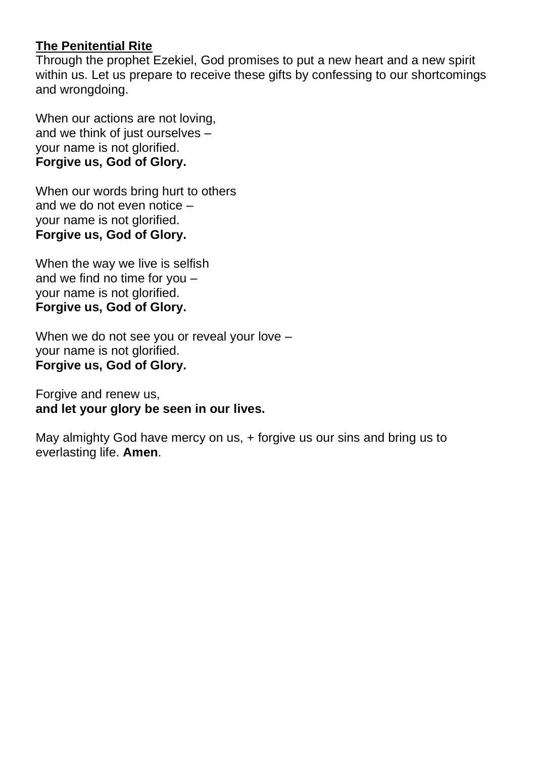**The Penitential Rite**

Through the prophet Ezekiel, God promises to put a new heart and a new spirit within us. Let us prepare to receive these gifts by confessing to our shortcomings and wrongdoing.

When our actions are not loving,
and we think of just ourselves –
your name is not glorified.
**Forgive us, God of Glory.**

When our words bring hurt to others
and we do not even notice –
your name is not glorified.
**Forgive us, God of Glory.**

When the way we live is selfish
and we find no time for you –
your name is not glorified.
**Forgive us, God of Glory.**

When we do not see you or reveal your love –
your name is not glorified.
**Forgive us, God of Glory.**

Forgive and renew us,
**and let your glory be seen in our lives.**

May almighty God have mercy on us, + forgive us our sins and bring us to everlasting life. **Amen**.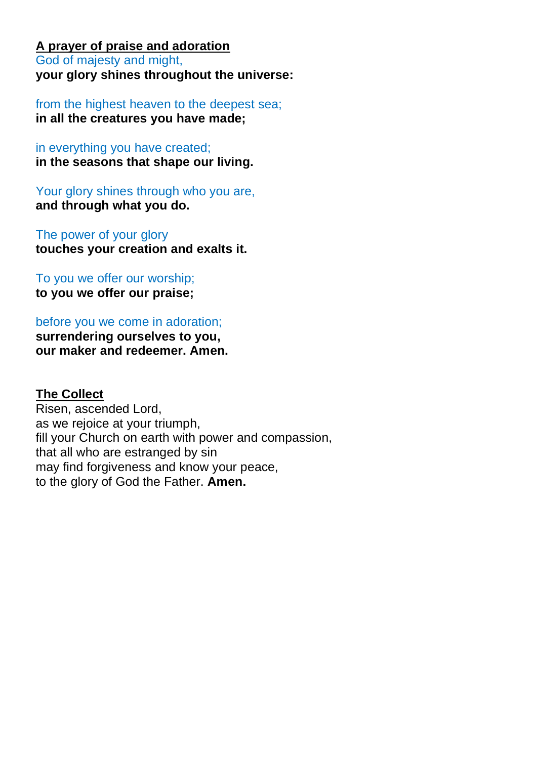**A prayer of praise and adoration**

God of majesty and might,
**your glory shines throughout the universe:**

from the highest heaven to the deepest sea;
**in all the creatures you have made;**

in everything you have created;
**in the seasons that shape our living.**

Your glory shines through who you are,
**and through what you do.**

The power of your glory
**touches your creation and exalts it.**

To you we offer our worship;
**to you we offer our praise;**

before you we come in adoration;
**surrendering ourselves to you,**
**our maker and redeemer. Amen.**

**The Collect**

Risen, ascended Lord,
as we rejoice at your triumph,
fill your Church on earth with power and compassion,
that all who are estranged by sin
may find forgiveness and know your peace,
to the glory of God the Father. **Amen.**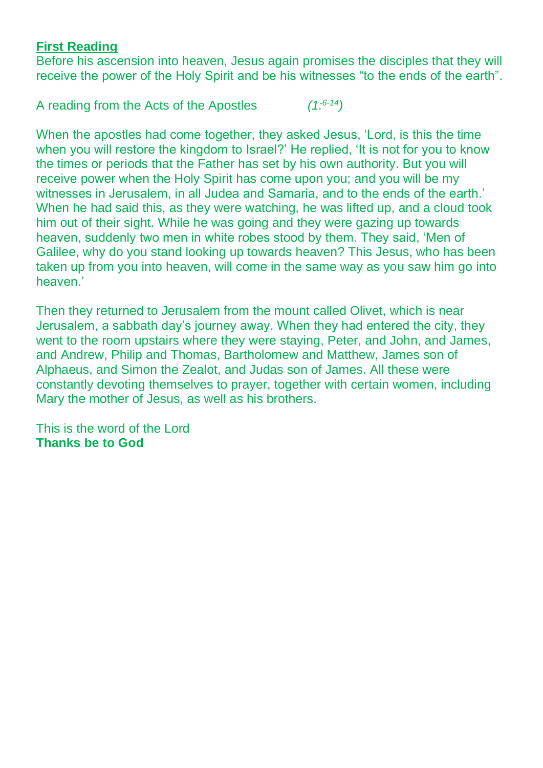**First Reading**

Before his ascension into heaven, Jesus again promises the disciples that they will receive the power of the Holy Spirit and be his witnesses “to the ends of the earth”.

A reading from the Acts of the Apostles *(1:6-14)*

When the apostles had come together, they asked Jesus, ‘Lord, is this the time when you will restore the kingdom to Israel?’ He replied, ‘It is not for you to know the times or periods that the Father has set by his own authority. But you will receive power when the Holy Spirit has come upon you; and you will be my witnesses in Jerusalem, in all Judea and Samaria, and to the ends of the earth.’ When he had said this, as they were watching, he was lifted up, and a cloud took him out of their sight. While he was going and they were gazing up towards heaven, suddenly two men in white robes stood by them. They said, ‘Men of Galilee, why do you stand looking up towards heaven? This Jesus, who has been taken up from you into heaven, will come in the same way as you saw him go into heaven.’

Then they returned to Jerusalem from the mount called Olivet, which is near Jerusalem, a sabbath day’s journey away. When they had entered the city, they went to the room upstairs where they were staying, Peter, and John, and James, and Andrew, Philip and Thomas, Bartholomew and Matthew, James son of Alphaeus, and Simon the Zealot, and Judas son of James. All these were constantly devoting themselves to prayer, together with certain women, including Mary the mother of Jesus, as well as his brothers.

This is the word of the Lord
**Thanks be to God**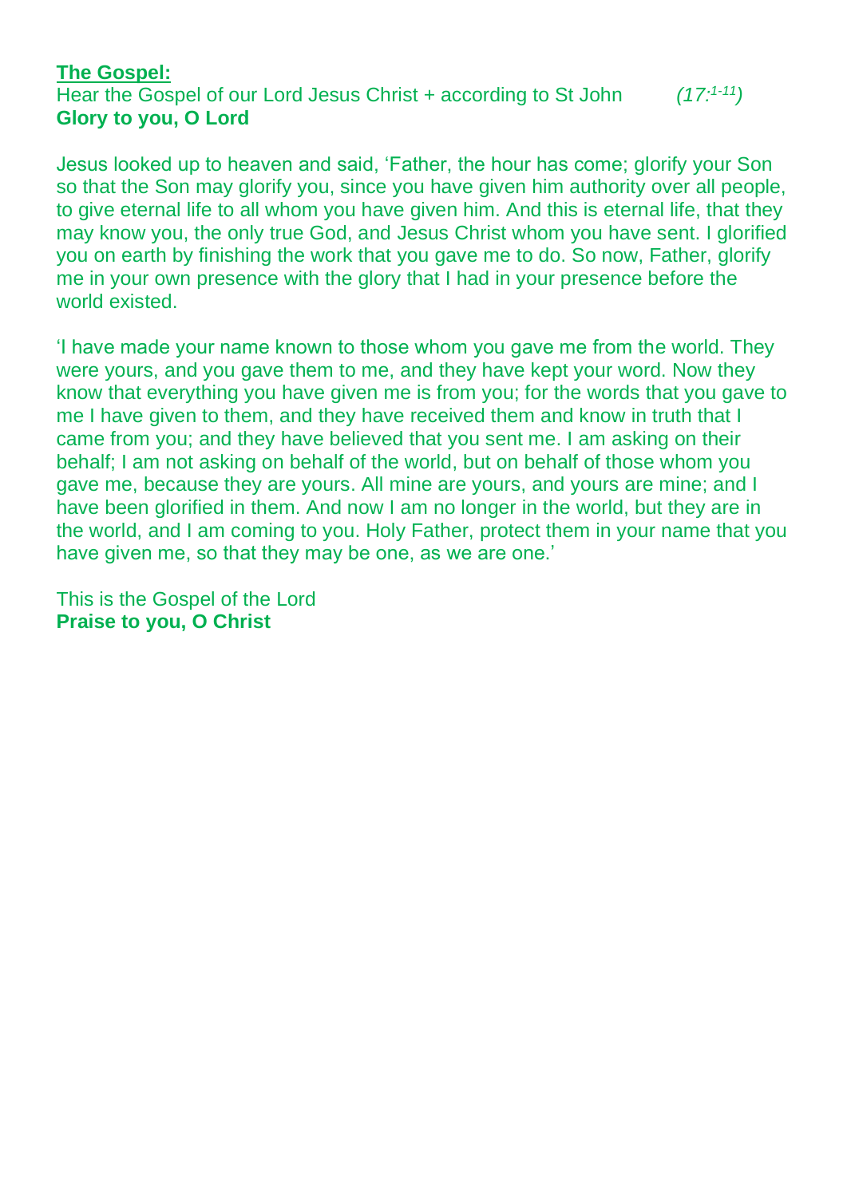**The Gospel:**

Hear the Gospel of our Lord Jesus Christ + according to St John *(17:1-11)*
**Glory to you, O Lord**

Jesus looked up to heaven and said, 'Father, the hour has come; glorify your Son so that the Son may glorify you, since you have given him authority over all people, to give eternal life to all whom you have given him. And this is eternal life, that they may know you, the only true God, and Jesus Christ whom you have sent. I glorified you on earth by finishing the work that you gave me to do. So now, Father, glorify me in your own presence with the glory that I had in your presence before the world existed.

'I have made your name known to those whom you gave me from the world. They were yours, and you gave them to me, and they have kept your word. Now they know that everything you have given me is from you; for the words that you gave to me I have given to them, and they have received them and know in truth that I came from you; and they have believed that you sent me. I am asking on their behalf; I am not asking on behalf of the world, but on behalf of those whom you gave me, because they are yours. All mine are yours, and yours are mine; and I have been glorified in them. And now I am no longer in the world, but they are in the world, and I am coming to you. Holy Father, protect them in your name that you have given me, so that they may be one, as we are one.'

This is the Gospel of the Lord
**Praise to you, O Christ**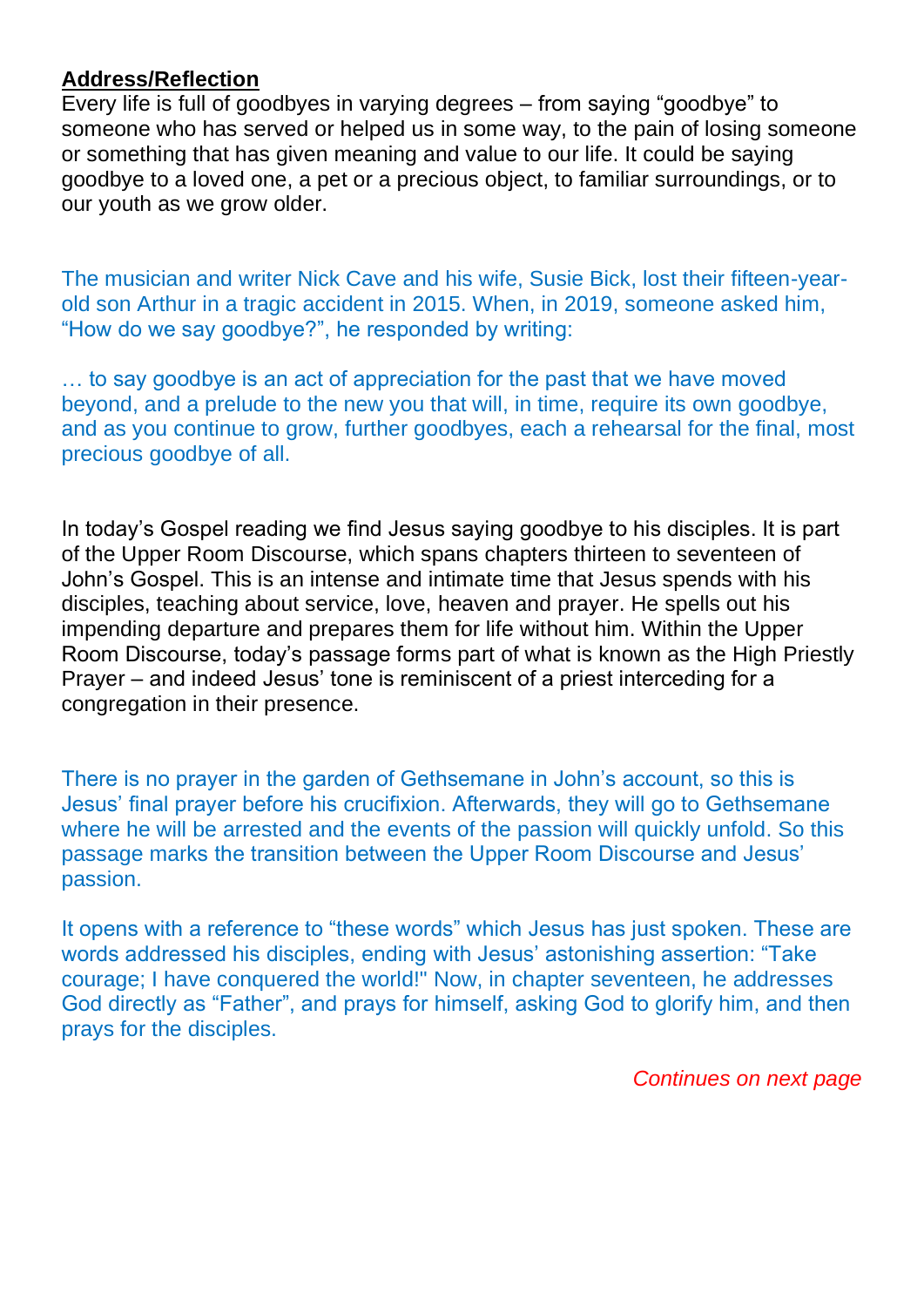**Address/Reflection**

Every life is full of goodbyes in varying degrees – from saying "goodbye" to someone who has served or helped us in some way, to the pain of losing someone or something that has given meaning and value to our life. It could be saying goodbye to a loved one, a pet or a precious object, to familiar surroundings, or to our youth as we grow older.

The musician and writer Nick Cave and his wife, Susie Bick, lost their fifteen-year-old son Arthur in a tragic accident in 2015. When, in 2019, someone asked him, "How do we say goodbye?", he responded by writing:

… to say goodbye is an act of appreciation for the past that we have moved beyond, and a prelude to the new you that will, in time, require its own goodbye, and as you continue to grow, further goodbyes, each a rehearsal for the final, most precious goodbye of all.

In today's Gospel reading we find Jesus saying goodbye to his disciples. It is part of the Upper Room Discourse, which spans chapters thirteen to seventeen of John's Gospel. This is an intense and intimate time that Jesus spends with his disciples, teaching about service, love, heaven and prayer. He spells out his impending departure and prepares them for life without him. Within the Upper Room Discourse, today's passage forms part of what is known as the High Priestly Prayer – and indeed Jesus' tone is reminiscent of a priest interceding for a congregation in their presence.

There is no prayer in the garden of Gethsemane in John's account, so this is Jesus' final prayer before his crucifixion. Afterwards, they will go to Gethsemane where he will be arrested and the events of the passion will quickly unfold. So this passage marks the transition between the Upper Room Discourse and Jesus' passion.

It opens with a reference to "these words" which Jesus has just spoken. These are words addressed his disciples, ending with Jesus' astonishing assertion: "Take courage; I have conquered the world!" Now, in chapter seventeen, he addresses God directly as "Father", and prays for himself, asking God to glorify him, and then prays for the disciples.

*Continues on next page*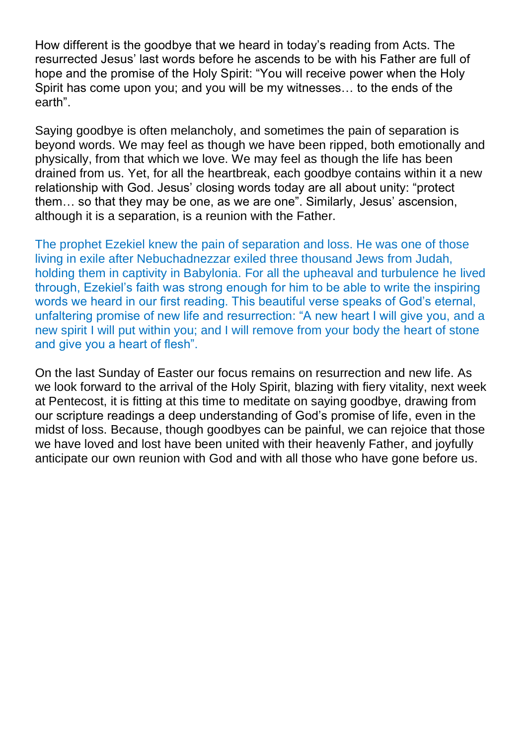How different is the goodbye that we heard in today's reading from Acts. The resurrected Jesus' last words before he ascends to be with his Father are full of hope and the promise of the Holy Spirit: "You will receive power when the Holy Spirit has come upon you; and you will be my witnesses… to the ends of the earth".

Saying goodbye is often melancholy, and sometimes the pain of separation is beyond words. We may feel as though we have been ripped, both emotionally and physically, from that which we love. We may feel as though the life has been drained from us. Yet, for all the heartbreak, each goodbye contains within it a new relationship with God. Jesus' closing words today are all about unity: "protect them… so that they may be one, as we are one". Similarly, Jesus' ascension, although it is a separation, is a reunion with the Father.

The prophet Ezekiel knew the pain of separation and loss. He was one of those living in exile after Nebuchadnezzar exiled three thousand Jews from Judah, holding them in captivity in Babylonia. For all the upheaval and turbulence he lived through, Ezekiel's faith was strong enough for him to be able to write the inspiring words we heard in our first reading. This beautiful verse speaks of God's eternal, unfaltering promise of new life and resurrection: "A new heart I will give you, and a new spirit I will put within you; and I will remove from your body the heart of stone and give you a heart of flesh".

On the last Sunday of Easter our focus remains on resurrection and new life. As we look forward to the arrival of the Holy Spirit, blazing with fiery vitality, next week at Pentecost, it is fitting at this time to meditate on saying goodbye, drawing from our scripture readings a deep understanding of God's promise of life, even in the midst of loss. Because, though goodbyes can be painful, we can rejoice that those we have loved and lost have been united with their heavenly Father, and joyfully anticipate our own reunion with God and with all those who have gone before us.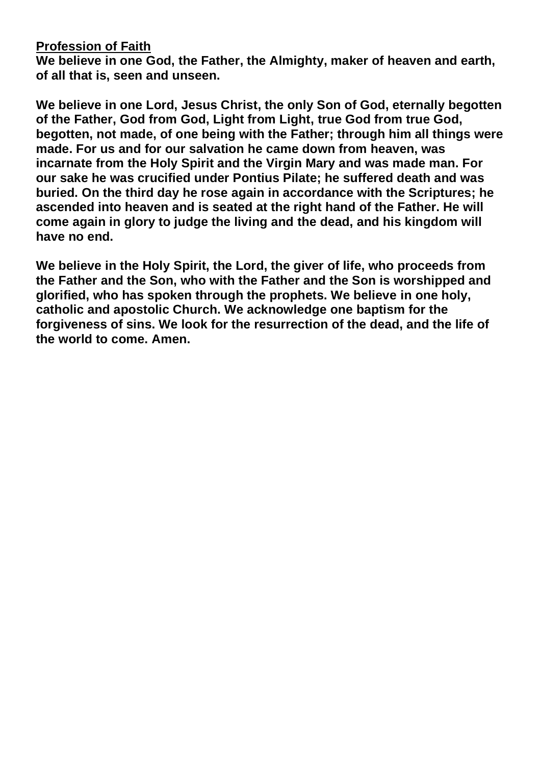**<u>Profession of Faith</u>**

**We believe in one God, the Father, the Almighty, maker of heaven and earth, of all that is, seen and unseen.**

**We believe in one Lord, Jesus Christ, the only Son of God, eternally begotten of the Father, God from God, Light from Light, true God from true God, begotten, not made, of one being with the Father; through him all things were made. For us and for our salvation he came down from heaven, was incarnate from the Holy Spirit and the Virgin Mary and was made man. For our sake he was crucified under Pontius Pilate; he suffered death and was buried. On the third day he rose again in accordance with the Scriptures; he ascended into heaven and is seated at the right hand of the Father. He will come again in glory to judge the living and the dead, and his kingdom will have no end.**

**We believe in the Holy Spirit, the Lord, the giver of life, who proceeds from the Father and the Son, who with the Father and the Son is worshipped and glorified, who has spoken through the prophets. We believe in one holy, catholic and apostolic Church. We acknowledge one baptism for the forgiveness of sins. We look for the resurrection of the dead, and the life of the world to come. Amen.**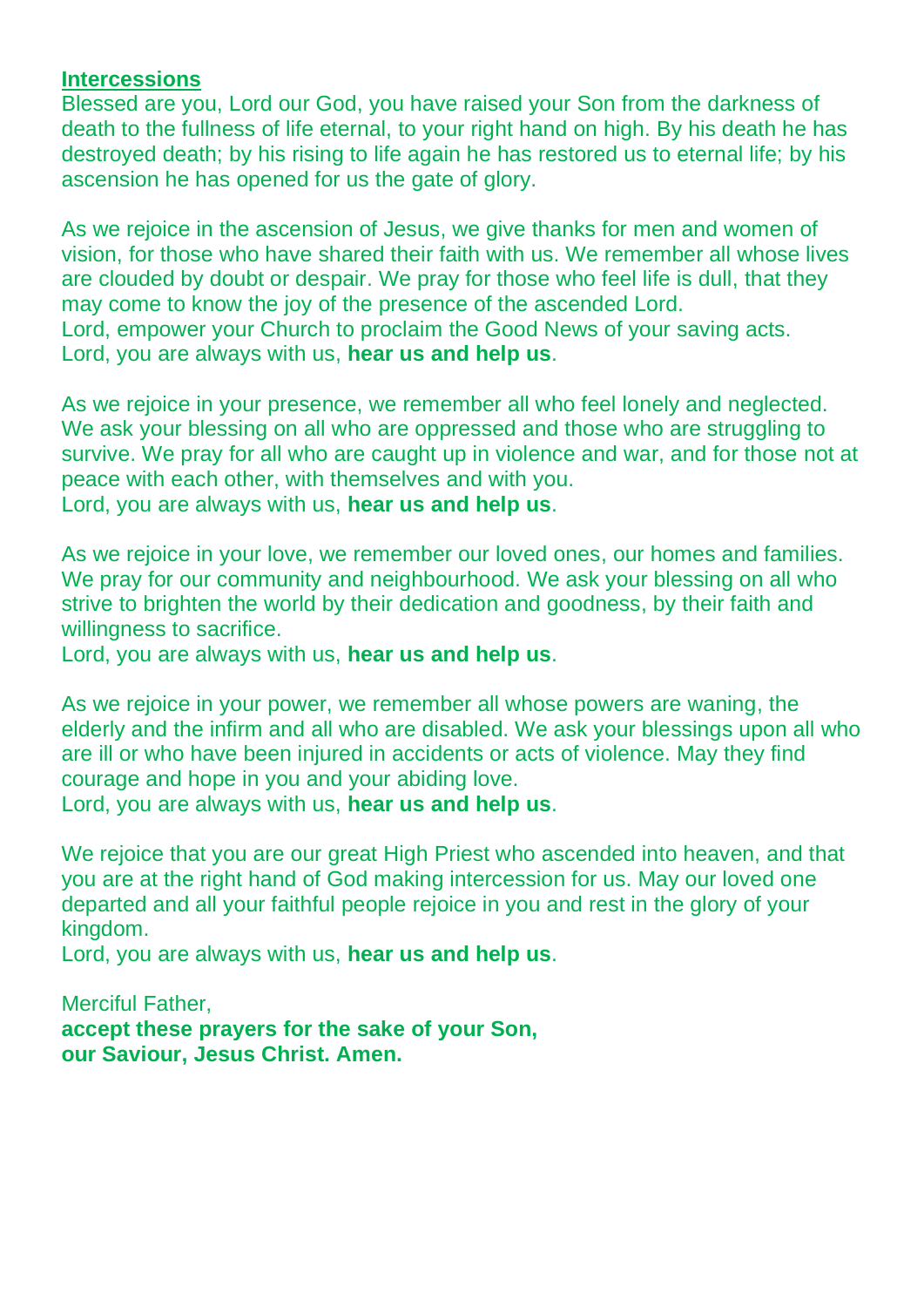**Intercessions**

Blessed are you, Lord our God, you have raised your Son from the darkness of death to the fullness of life eternal, to your right hand on high. By his death he has destroyed death; by his rising to life again he has restored us to eternal life; by his ascension he has opened for us the gate of glory.

As we rejoice in the ascension of Jesus, we give thanks for men and women of vision, for those who have shared their faith with us. We remember all whose lives are clouded by doubt or despair. We pray for those who feel life is dull, that they may come to know the joy of the presence of the ascended Lord.
Lord, empower your Church to proclaim the Good News of your saving acts.
Lord, you are always with us, **hear us and help us**.

As we rejoice in your presence, we remember all who feel lonely and neglected. We ask your blessing on all who are oppressed and those who are struggling to survive. We pray for all who are caught up in violence and war, and for those not at peace with each other, with themselves and with you.
Lord, you are always with us, **hear us and help us**.

As we rejoice in your love, we remember our loved ones, our homes and families. We pray for our community and neighbourhood. We ask your blessing on all who strive to brighten the world by their dedication and goodness, by their faith and willingness to sacrifice.
Lord, you are always with us, **hear us and help us**.

As we rejoice in your power, we remember all whose powers are waning, the elderly and the infirm and all who are disabled. We ask your blessings upon all who are ill or who have been injured in accidents or acts of violence. May they find courage and hope in you and your abiding love.
Lord, you are always with us, **hear us and help us**.

We rejoice that you are our great High Priest who ascended into heaven, and that you are at the right hand of God making intercession for us. May our loved one departed and all your faithful people rejoice in you and rest in the glory of your kingdom.
Lord, you are always with us, **hear us and help us**.

Merciful Father,
**accept these prayers for the sake of your Son,**
**our Saviour, Jesus Christ. Amen.**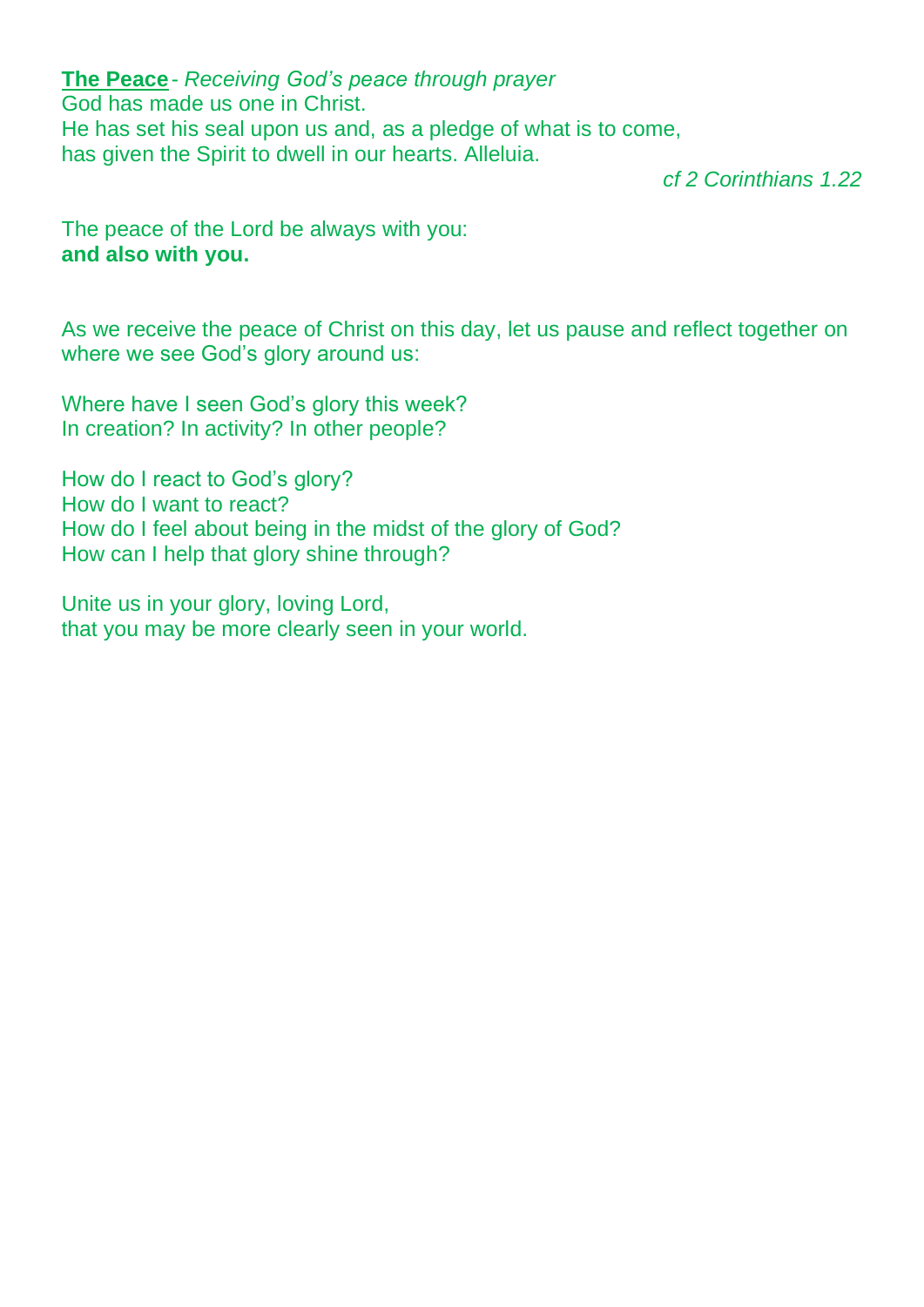**The Peace** - *Receiving God's peace through prayer*
God has made us one in Christ.
He has set his seal upon us and, as a pledge of what is to come,
has given the Spirit to dwell in our hearts. Alleluia.

*cf 2 Corinthians 1.22*

The peace of the Lord be always with you:
**and also with you.**

As we receive the peace of Christ on this day, let us pause and reflect together on where we see God's glory around us:

Where have I seen God's glory this week?
In creation? In activity? In other people?

How do I react to God's glory?
How do I want to react?
How do I feel about being in the midst of the glory of God?
How can I help that glory shine through?

Unite us in your glory, loving Lord,
that you may be more clearly seen in your world.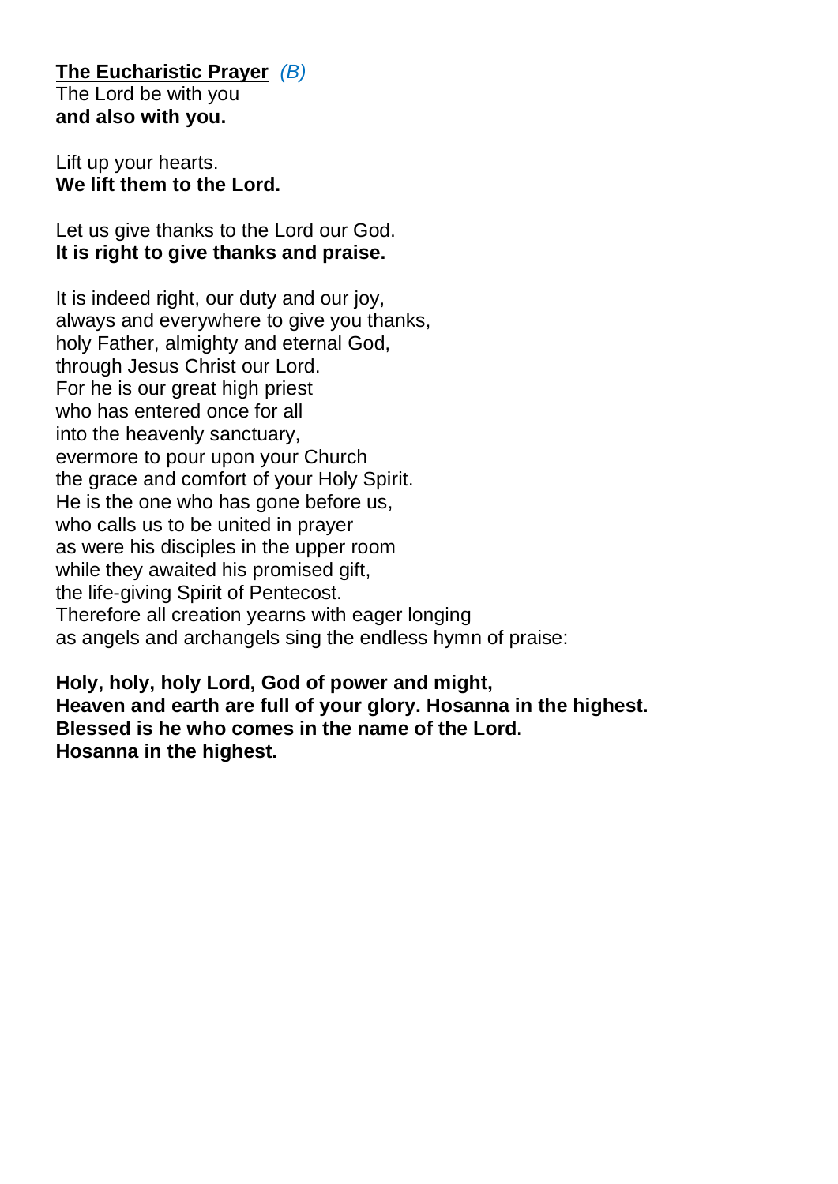**<u>The Eucharistic Prayer</u>** *(B)*
The Lord be with you
**and also with you.**

Lift up your hearts.
**We lift them to the Lord.**

Let us give thanks to the Lord our God.
**It is right to give thanks and praise.**

It is indeed right, our duty and our joy,
always and everywhere to give you thanks,
holy Father, almighty and eternal God,
through Jesus Christ our Lord.
For he is our great high priest
who has entered once for all
into the heavenly sanctuary,
evermore to pour upon your Church
the grace and comfort of your Holy Spirit.
He is the one who has gone before us,
who calls us to be united in prayer
as were his disciples in the upper room
while they awaited his promised gift,
the life-giving Spirit of Pentecost.
Therefore all creation yearns with eager longing
as angels and archangels sing the endless hymn of praise:

**Holy, holy, holy Lord, God of power and might,**
**Heaven and earth are full of your glory. Hosanna in the highest.**
**Blessed is he who comes in the name of the Lord.**
**Hosanna in the highest.**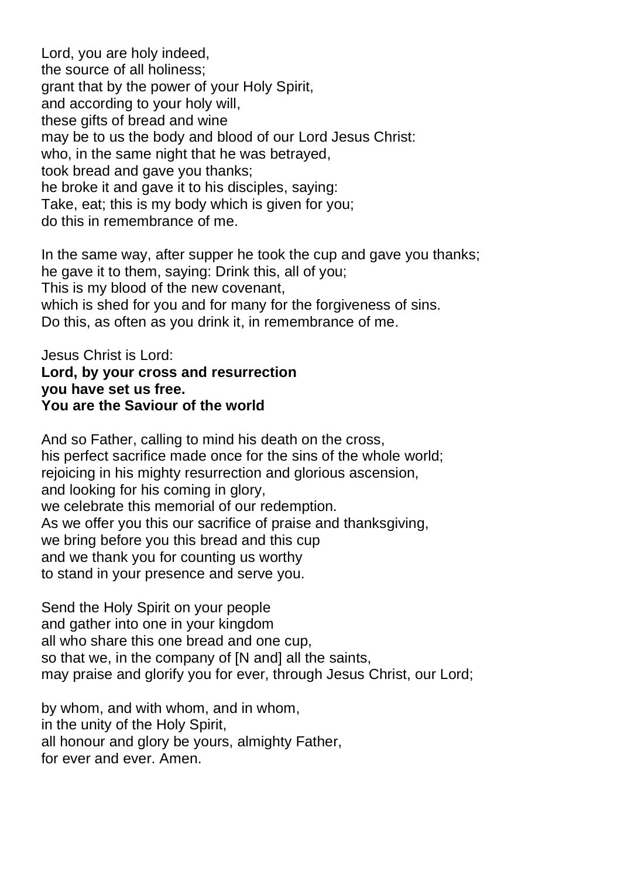Lord, you are holy indeed,
the source of all holiness;
grant that by the power of your Holy Spirit,
and according to your holy will,
these gifts of bread and wine
may be to us the body and blood of our Lord Jesus Christ:
who, in the same night that he was betrayed,
took bread and gave you thanks;
he broke it and gave it to his disciples, saying:
Take, eat; this is my body which is given for you;
do this in remembrance of me.

In the same way, after supper he took the cup and gave you thanks;
he gave it to them, saying: Drink this, all of you;
This is my blood of the new covenant,
which is shed for you and for many for the forgiveness of sins.
Do this, as often as you drink it, in remembrance of me.

Jesus Christ is Lord:
**Lord, by your cross and resurrection**
**you have set us free.**
**You are the Saviour of the world**

And so Father, calling to mind his death on the cross,
his perfect sacrifice made once for the sins of the whole world;
rejoicing in his mighty resurrection and glorious ascension,
and looking for his coming in glory,
we celebrate this memorial of our redemption.
As we offer you this our sacrifice of praise and thanksgiving,
we bring before you this bread and this cup
and we thank you for counting us worthy
to stand in your presence and serve you.

Send the Holy Spirit on your people
and gather into one in your kingdom
all who share this one bread and one cup,
so that we, in the company of [N and] all the saints,
may praise and glorify you for ever, through Jesus Christ, our Lord;

by whom, and with whom, and in whom,
in the unity of the Holy Spirit,
all honour and glory be yours, almighty Father,
for ever and ever. Amen.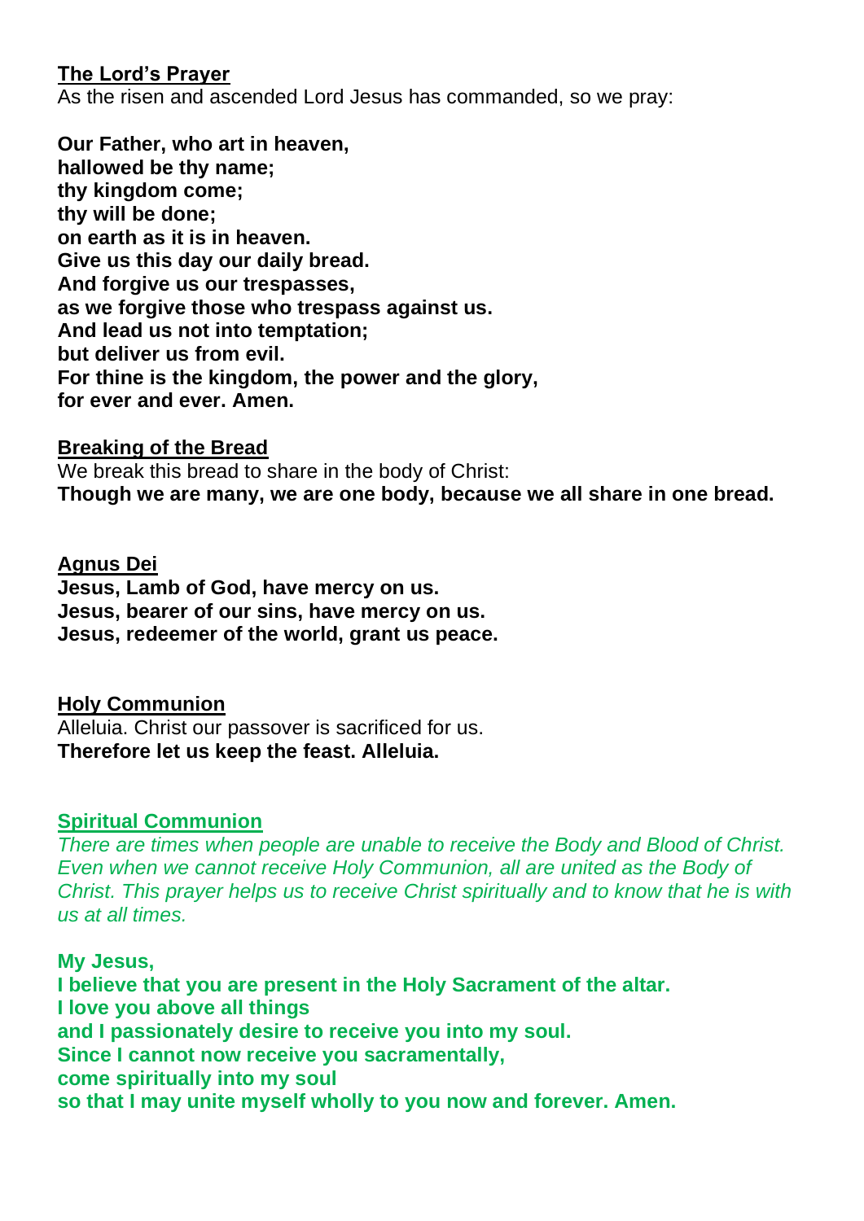**The Lord's Prayer**

As the risen and ascended Lord Jesus has commanded, so we pray:

**Our Father, who art in heaven,**
**hallowed be thy name;**
**thy kingdom come;**
**thy will be done;**
**on earth as it is in heaven.**
**Give us this day our daily bread.**
**And forgive us our trespasses,**
**as we forgive those who trespass against us.**
**And lead us not into temptation;**
**but deliver us from evil.**
**For thine is the kingdom, the power and the glory,**
**for ever and ever. Amen.**

**Breaking of the Bread**

We break this bread to share in the body of Christ:
**Though we are many, we are one body, because we all share in one bread.**

**Agnus Dei**

**Jesus, Lamb of God, have mercy on us.**
**Jesus, bearer of our sins, have mercy on us.**
**Jesus, redeemer of the world, grant us peace.**

**Holy Communion**

Alleluia. Christ our passover is sacrificed for us.
**Therefore let us keep the feast. Alleluia.**

**Spiritual Communion**

*There are times when people are unable to receive the Body and Blood of Christ. Even when we cannot receive Holy Communion, all are united as the Body of Christ. This prayer helps us to receive Christ spiritually and to know that he is with us at all times.*

**My Jesus,**
**I believe that you are present in the Holy Sacrament of the altar.**
**I love you above all things**
**and I passionately desire to receive you into my soul.**
**Since I cannot now receive you sacramentally,**
**come spiritually into my soul**
**so that I may unite myself wholly to you now and forever. Amen.**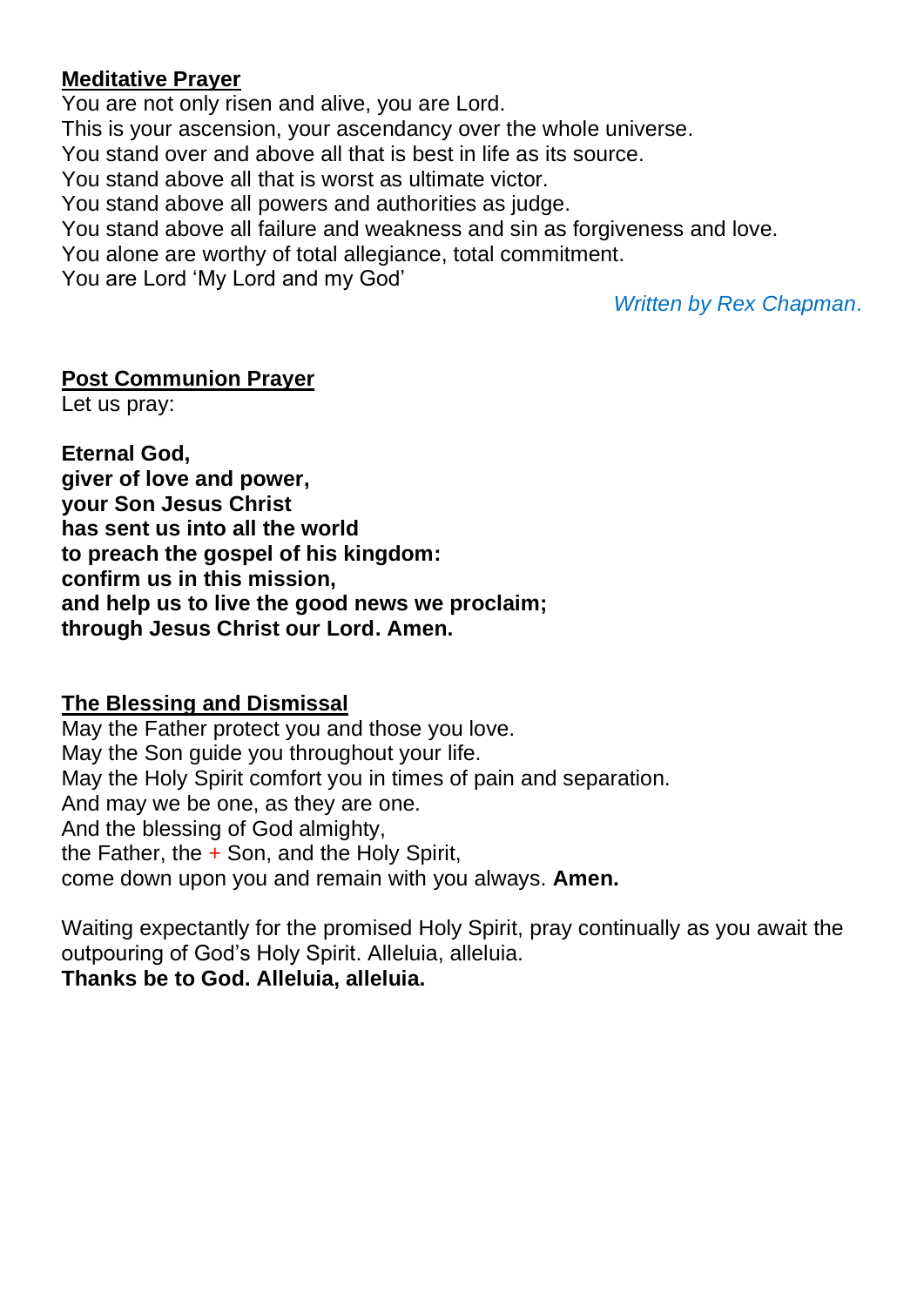## Meditative Prayer

You are not only risen and alive, you are Lord.
This is your ascension, your ascendancy over the whole universe.
You stand over and above all that is best in life as its source.
You stand above all that is worst as ultimate victor.
You stand above all powers and authorities as judge.
You stand above all failure and weakness and sin as forgiveness and love.
You alone are worthy of total allegiance, total commitment.
You are Lord 'My Lord and my God'

*Written by Rex Chapman.*

## Post Communion Prayer

Let us pray:

**Eternal God,**
**giver of love and power,**
**your Son Jesus Christ**
**has sent us into all the world**
**to preach the gospel of his kingdom:**
**confirm us in this mission,**
**and help us to live the good news we proclaim;**
**through Jesus Christ our Lord. Amen.**

## The Blessing and Dismissal

May the Father protect you and those you love.
May the Son guide you throughout your life.
May the Holy Spirit comfort you in times of pain and separation.
And may we be one, as they are one.
And the blessing of God almighty,
the Father, the + Son, and the Holy Spirit,
come down upon you and remain with you always. **Amen.**

Waiting expectantly for the promised Holy Spirit, pray continually as you await the outpouring of God's Holy Spirit. Alleluia, alleluia.
**Thanks be to God. Alleluia, alleluia.**